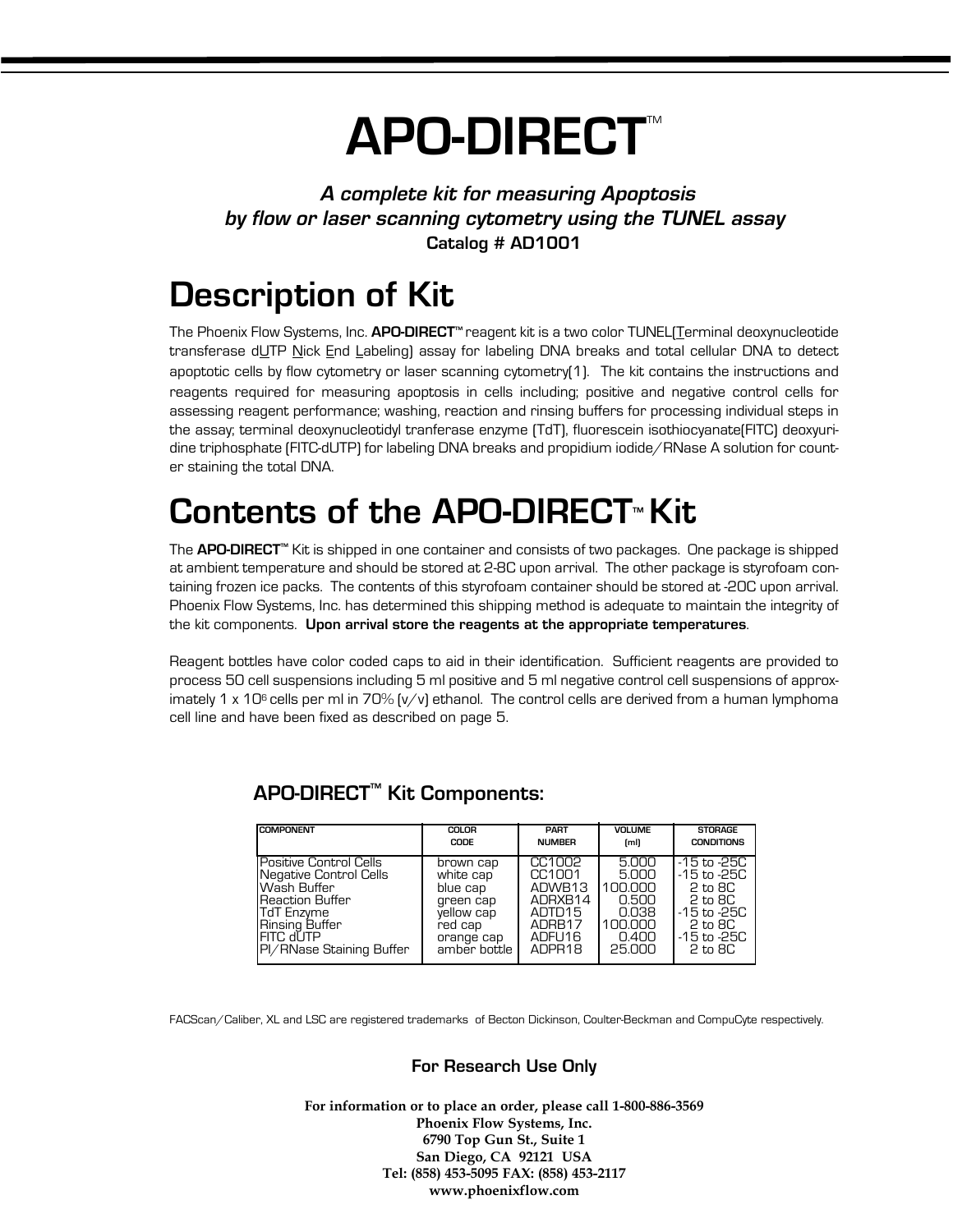# APO-DIRECT™

***A complete kit for measuring Apoptosis by flow or laser scanning cytometry using the TUNEL assay***

**Catalog # AD1001**

## Description of Kit

The Phoenix Flow Systems, Inc. **APO-DIRECT™** reagent kit is a two color TUNEL(Terminal deoxynucleotide transferase dUTP Nick End Labeling) assay for labeling DNA breaks and total cellular DNA to detect apoptotic cells by flow cytometry or laser scanning cytometry(1). The kit contains the instructions and reagents required for measuring apoptosis in cells including; positive and negative control cells for assessing reagent performance; washing, reaction and rinsing buffers for processing individual steps in the assay; terminal deoxynucleotidyl tranferase enzyme (TdT), fluorescein isothiocyanate(FITC) deoxyuridine triphosphate (FITC-dUTP) for labeling DNA breaks and propidium iodide/RNase A solution for counter staining the total DNA.

## Contents of the APO-DIRECT™ Kit

The **APO-DIRECT™** Kit is shipped in one container and consists of two packages. One package is shipped at ambient temperature and should be stored at 2-8C upon arrival. The other package is styrofoam containing frozen ice packs. The contents of this styrofoam container should be stored at -20C upon arrival. Phoenix Flow Systems, Inc. has determined this shipping method is adequate to maintain the integrity of the kit components. **Upon arrival store the reagents at the appropriate temperatures**.

Reagent bottles have color coded caps to aid in their identification. Sufficient reagents are provided to process 50 cell suspensions including 5 ml positive and 5 ml negative control cell suspensions of approximately 1 x $10^6$ cells per ml in 70% (v/v) ethanol. The control cells are derived from a human lymphoma cell line and have been fixed as described on page 5.

### APO-DIRECT™ Kit Components:

| COMPONENT | COLOR CODE | PART NUMBER | VOLUME (ml) | STORAGE CONDITIONS |
|---|---|---|---|---|
| Positive Control Cells | brown cap | CC1002 | 5.000 | -15 to -25C |
| Negative Control Cells | white cap | CC1001 | 5.000 | -15 to -25C |
| Wash Buffer | blue cap | ADWB13 | 100.000 | 2 to 8C |
| Reaction Buffer | green cap | ADRXB14 | 0.500 | 2 to 8C |
| TdT Enzyme | yellow cap | ADTD15 | 0.038 | -15 to -25C |
| Rinsing Buffer | red cap | ADRB17 | 100.000 | 2 to 8C |
| FITC dUTP | orange cap | ADFU16 | 0.400 | -15 to -25C |
| PI/RNase Staining Buffer | amber bottle | ADPR18 | 25.000 | 2 to 8C |

FACScan/Caliber, XL and LSC are registered trademarks of Becton Dickinson, Coulter-Beckman and CompuCyte respectively.

**For Research Use Only**

**For information or to place an order, please call 1-800-886-3569**
**Phoenix Flow Systems, Inc.**
**6790 Top Gun St., Suite 1**
**San Diego, CA 92121 USA**
**Tel: (858) 453-5095 FAX: (858) 453-2117**
**www.phoenixflow.com**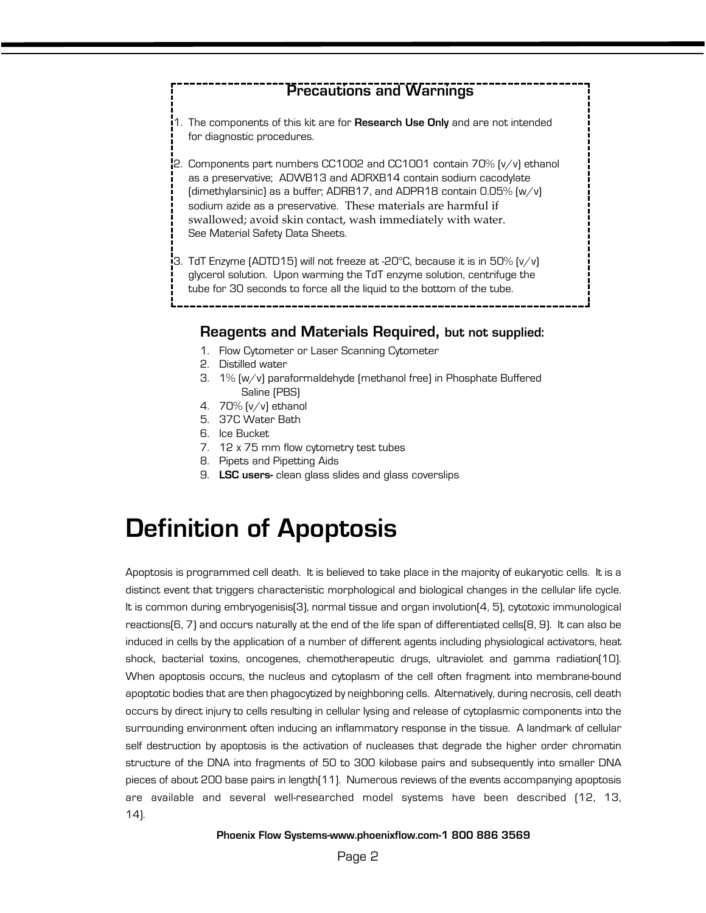## Precautions and Warnings

1. The components of this kit are for **Research Use Only** and are not intended for diagnostic procedures.

2. Components part numbers CC1002 and CC1001 contain 70% (v/v) ethanol as a preservative; ADWB13 and ADRXB14 contain sodium cacodylate (dimethylarsinic) as a buffer; ADRB17, and ADPR18 contain 0.05% (w/v) sodium azide as a preservative. These materials are harmful if swallowed; avoid skin contact, wash immediately with water. See Material Safety Data Sheets.

3. TdT Enzyme (ADTD15) will not freeze at -20°C, because it is in 50% (v/v) glycerol solution. Upon warming the TdT enzyme solution, centrifuge the tube for 30 seconds to force all the liquid to the bottom of the tube.

### Reagents and Materials Required, but not supplied:

1. Flow Cytometer or Laser Scanning Cytometer
2. Distilled water
3. 1% (w/v) paraformaldehyde (methanol free) in Phosphate Buffered Saline (PBS)
4. 70% (v/v) ethanol
5. 37C Water Bath
6. Ice Bucket
7. 12 x 75 mm flow cytometry test tubes
8. Pipets and Pipetting Aids
9. **LSC users-** clean glass slides and glass coverslips

# Definition of Apoptosis

Apoptosis is programmed cell death. It is believed to take place in the majority of eukaryotic cells. It is a distinct event that triggers characteristic morphological and biological changes in the cellular life cycle. It is common during embryogenisis(3), normal tissue and organ involution(4, 5), cytotoxic immunological reactions(6, 7) and occurs naturally at the end of the life span of differentiated cells(8, 9). It can also be induced in cells by the application of a number of different agents including physiological activators, heat shock, bacterial toxins, oncogenes, chemotherapeutic drugs, ultraviolet and gamma radiation(10). When apoptosis occurs, the nucleus and cytoplasm of the cell often fragment into membrane-bound apoptotic bodies that are then phagocytized by neighboring cells. Alternatively, during necrosis, cell death occurs by direct injury to cells resulting in cellular lysing and release of cytoplasmic components into the surrounding environment often inducing an inflammatory response in the tissue. A landmark of cellular self destruction by apoptosis is the activation of nucleases that degrade the higher order chromatin structure of the DNA into fragments of 50 to 300 kilobase pairs and subsequently into smaller DNA pieces of about 200 base pairs in length(11). Numerous reviews of the events accompanying apoptosis are available and several well-researched model systems have been described (12, 13, 14).

**Phoenix Flow Systems-www.phoenixflow.com-1 800 886 3569**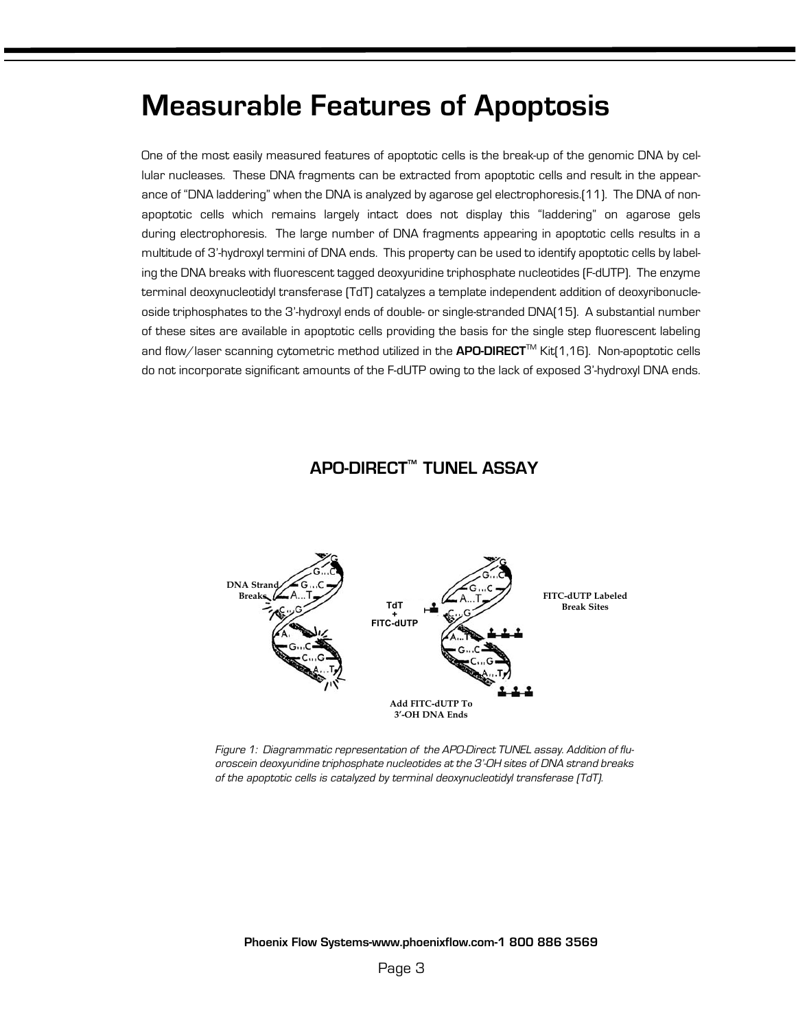# Measurable Features of Apoptosis

One of the most easily measured features of apoptotic cells is the break-up of the genomic DNA by cellular nucleases. These DNA fragments can be extracted from apoptotic cells and result in the appearance of "DNA laddering" when the DNA is analyzed by agarose gel electrophoresis.(11). The DNA of non-apoptotic cells which remains largely intact does not display this "laddering" on agarose gels during electrophoresis. The large number of DNA fragments appearing in apoptotic cells results in a multitude of 3'-hydroxyl termini of DNA ends. This property can be used to identify apoptotic cells by labeling the DNA breaks with fluorescent tagged deoxyuridine triphosphate nucleotides (F-dUTP). The enzyme terminal deoxynucleotidyl transferase (TdT) catalyzes a template independent addition of deoxyribonucleoside triphosphates to the 3'-hydroxyl ends of double- or single-stranded DNA(15). A substantial number of these sites are available in apoptotic cells providing the basis for the single step fluorescent labeling and flow/laser scanning cytometric method utilized in the **APO-DIRECT**™ Kit(1,16). Non-apoptotic cells do not incorporate significant amounts of the F-dUTP owing to the lack of exposed 3'-hydroxyl DNA ends.

## APO-DIRECT™ TUNEL ASSAY

DNA Strand Breaks

TdT + FITC-dUTP

FITC-dUTP Labeled Break Sites

Add FITC-dUTP To 3'-OH DNA Ends

*Figure 1: Diagrammatic representation of the APO-Direct TUNEL assay. Addition of fluoroscein deoxyuridine triphosphate nucleotides at the 3'-OH sites of DNA strand breaks of the apoptotic cells is catalyzed by terminal deoxynucleotidyl transferase (TdT).*

**Phoenix Flow Systems-www.phoenixflow.com-1 800 886 3569**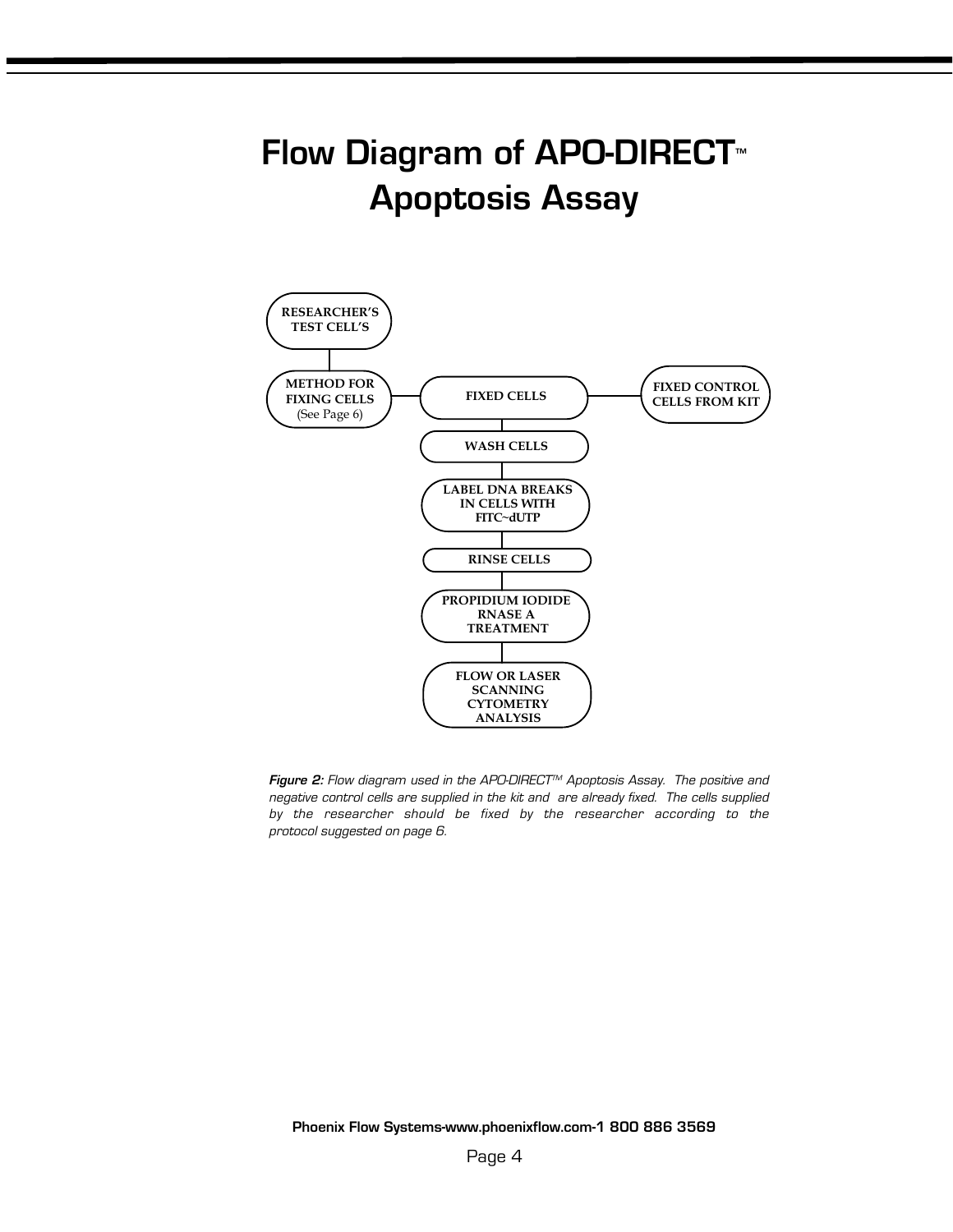# Flow Diagram of APO-DIRECT™ Apoptosis Assay

RESEARCHER'S TEST CELL'S

METHOD FOR FIXING CELLS (See Page 6)

FIXED CELLS

FIXED CONTROL CELLS FROM KIT

WASH CELLS

LABEL DNA BREAKS IN CELLS WITH FITC~dUTP

RINSE CELLS

PROPIDIUM IODIDE RNASE A TREATMENT

FLOW OR LASER SCANNING CYTOMETRY ANALYSIS

***Figure 2:*** *Flow diagram used in the APO-DIRECT™ Apoptosis Assay. The positive and negative control cells are supplied in the kit and are already fixed. The cells supplied by the researcher should be fixed by the researcher according to the protocol suggested on page 6.*

**Phoenix Flow Systems-www.phoenixflow.com-1 800 886 3569**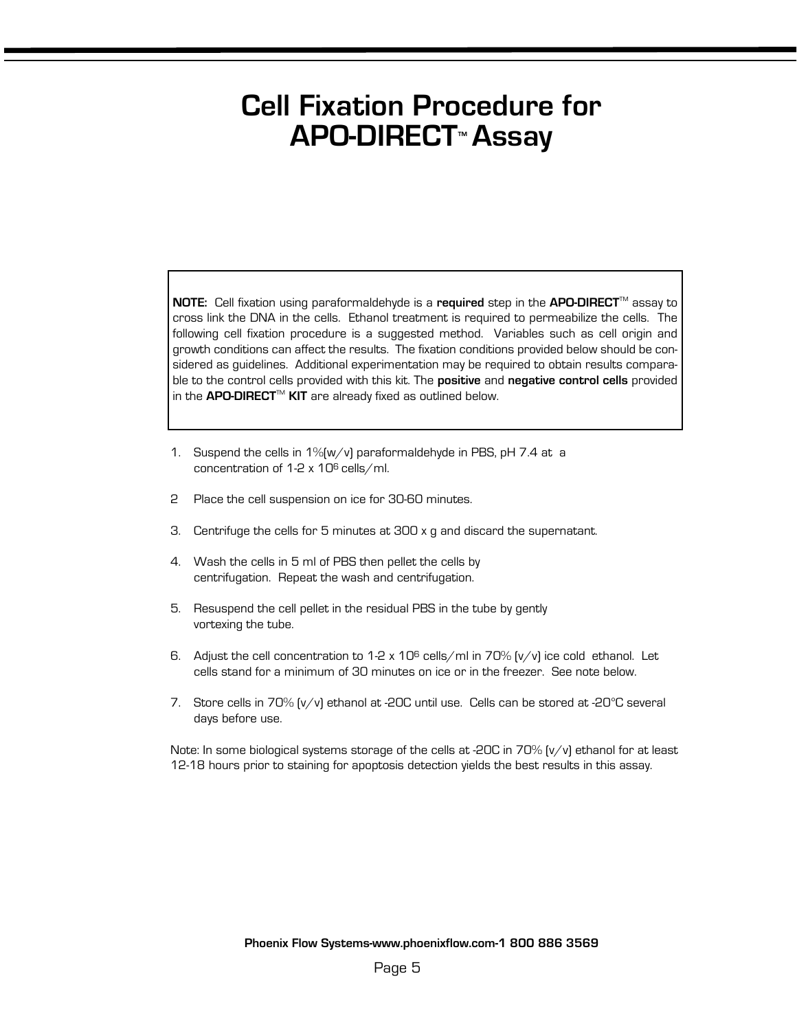# Cell Fixation Procedure for APO-DIRECT™ Assay

**NOTE:** Cell fixation using paraformaldehyde is a **required** step in the **APO-DIRECT**™ assay to cross link the DNA in the cells. Ethanol treatment is required to permeabilize the cells. The following cell fixation procedure is a suggested method. Variables such as cell origin and growth conditions can affect the results. The fixation conditions provided below should be considered as guidelines. Additional experimentation may be required to obtain results comparable to the control cells provided with this kit. The **positive** and **negative control cells** provided in the **APO-DIRECT**™ **KIT** are already fixed as outlined below.

1. Suspend the cells in 1%(w/v) paraformaldehyde in PBS, pH 7.4 at a concentration of 1-2 x $10^6$ cells/ml.

2 Place the cell suspension on ice for 30-60 minutes.

3. Centrifuge the cells for 5 minutes at 300 x g and discard the supernatant.

4. Wash the cells in 5 ml of PBS then pellet the cells by centrifugation. Repeat the wash and centrifugation.

5. Resuspend the cell pellet in the residual PBS in the tube by gently vortexing the tube.

6. Adjust the cell concentration to 1-2 x $10^6$ cells/ml in 70% (v/v) ice cold ethanol. Let cells stand for a minimum of 30 minutes on ice or in the freezer. See note below.

7. Store cells in 70% (v/v) ethanol at -20C until use. Cells can be stored at -20°C several days before use.

Note: In some biological systems storage of the cells at -20C in 70% (v/v) ethanol for at least 12-18 hours prior to staining for apoptosis detection yields the best results in this assay.

**Phoenix Flow Systems-www.phoenixflow.com-1 800 886 3569**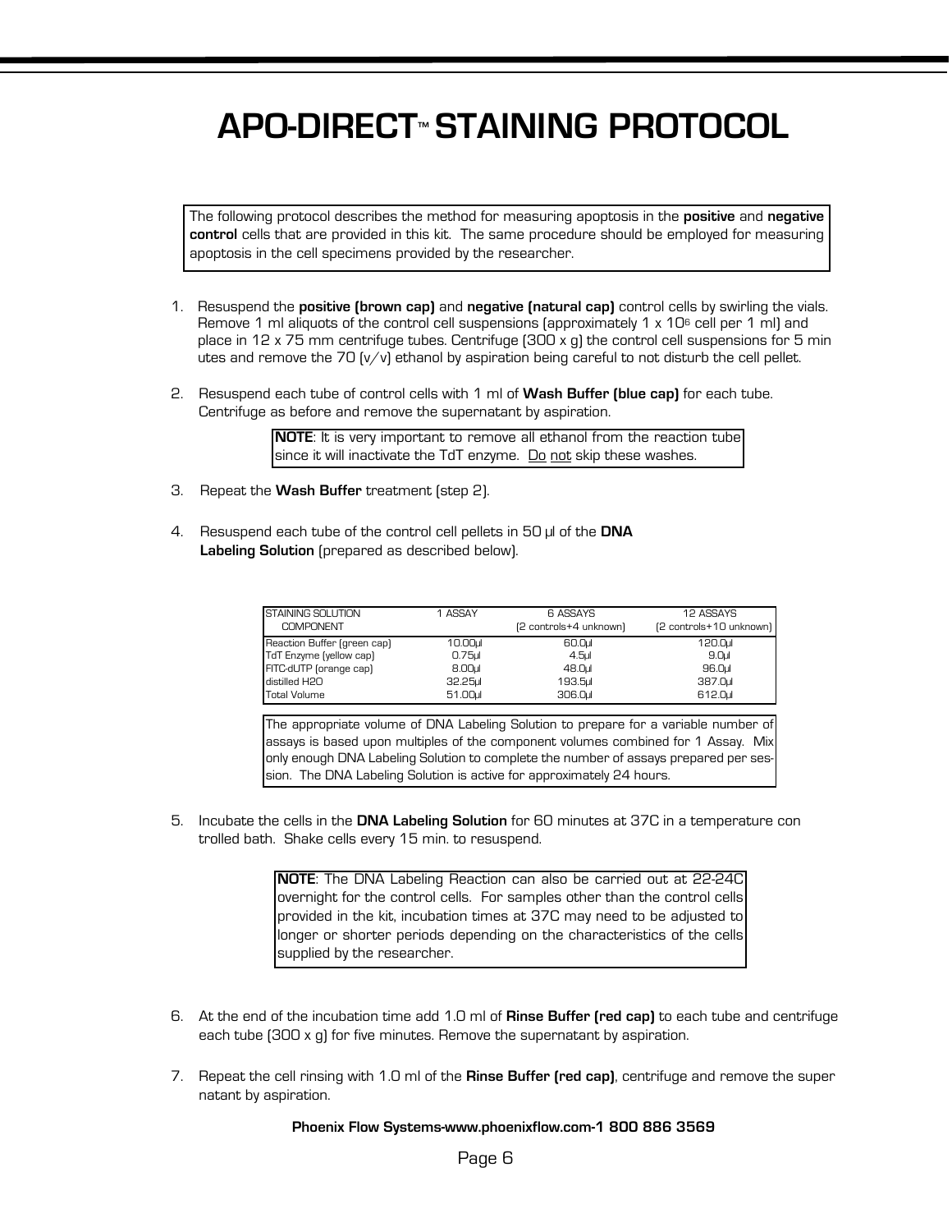# APO-DIRECT™ STAINING PROTOCOL

The following protocol describes the method for measuring apoptosis in the **positive** and **negative control** cells that are provided in this kit. The same procedure should be employed for measuring apoptosis in the cell specimens provided by the researcher.

1. Resuspend the **positive (brown cap)** and **negative (natural cap)** control cells by swirling the vials. Remove 1 ml aliquots of the control cell suspensions (approximately 1 x $10^6$ cell per 1 ml) and place in 12 x 75 mm centrifuge tubes. Centrifuge (300 x g) the control cell suspensions for 5 min utes and remove the 70 (v/v) ethanol by aspiration being careful to not disturb the cell pellet.

2. Resuspend each tube of control cells with 1 ml of **Wash Buffer (blue cap)** for each tube. Centrifuge as before and remove the supernatant by aspiration.

   **NOTE**: It is very important to remove all ethanol from the reaction tube since it will inactivate the TdT enzyme. Do not skip these washes.

3. Repeat the **Wash Buffer** treatment (step 2).

4. Resuspend each tube of the control cell pellets in 50 µl of the **DNA Labeling Solution** (prepared as described below).

| STAINING SOLUTION COMPONENT | 1 ASSAY | 6 ASSAYS (2 controls+4 unknown) | 12 ASSAYS (2 controls+10 unknown) |
|---|---|---|---|
| Reaction Buffer (green cap) | 10.00µl | 60.0µl | 120.0µl |
| TdT Enzyme (yellow cap) | 0.75µl | 4.5µl | 9.0µl |
| FITC-dUTP (orange cap) | 8.00µl | 48.0µl | 96.0µl |
| distilled H2O | 32.25µl | 193.5µl | 387.0µl |
| Total Volume | 51.00µl | 306.0µl | 612.0µl |

The appropriate volume of DNA Labeling Solution to prepare for a variable number of assays is based upon multiples of the component volumes combined for 1 Assay. Mix only enough DNA Labeling Solution to complete the number of assays prepared per session. The DNA Labeling Solution is active for approximately 24 hours.

5. Incubate the cells in the **DNA Labeling Solution** for 60 minutes at 37C in a temperature con trolled bath. Shake cells every 15 min. to resuspend.

   **NOTE**: The DNA Labeling Reaction can also be carried out at 22-24C overnight for the control cells. For samples other than the control cells provided in the kit, incubation times at 37C may need to be adjusted to longer or shorter periods depending on the characteristics of the cells supplied by the researcher.

6. At the end of the incubation time add 1.0 ml of **Rinse Buffer (red cap)** to each tube and centrifuge each tube (300 x g) for five minutes. Remove the supernatant by aspiration.

7. Repeat the cell rinsing with 1.0 ml of the **Rinse Buffer (red cap)**, centrifuge and remove the super natant by aspiration.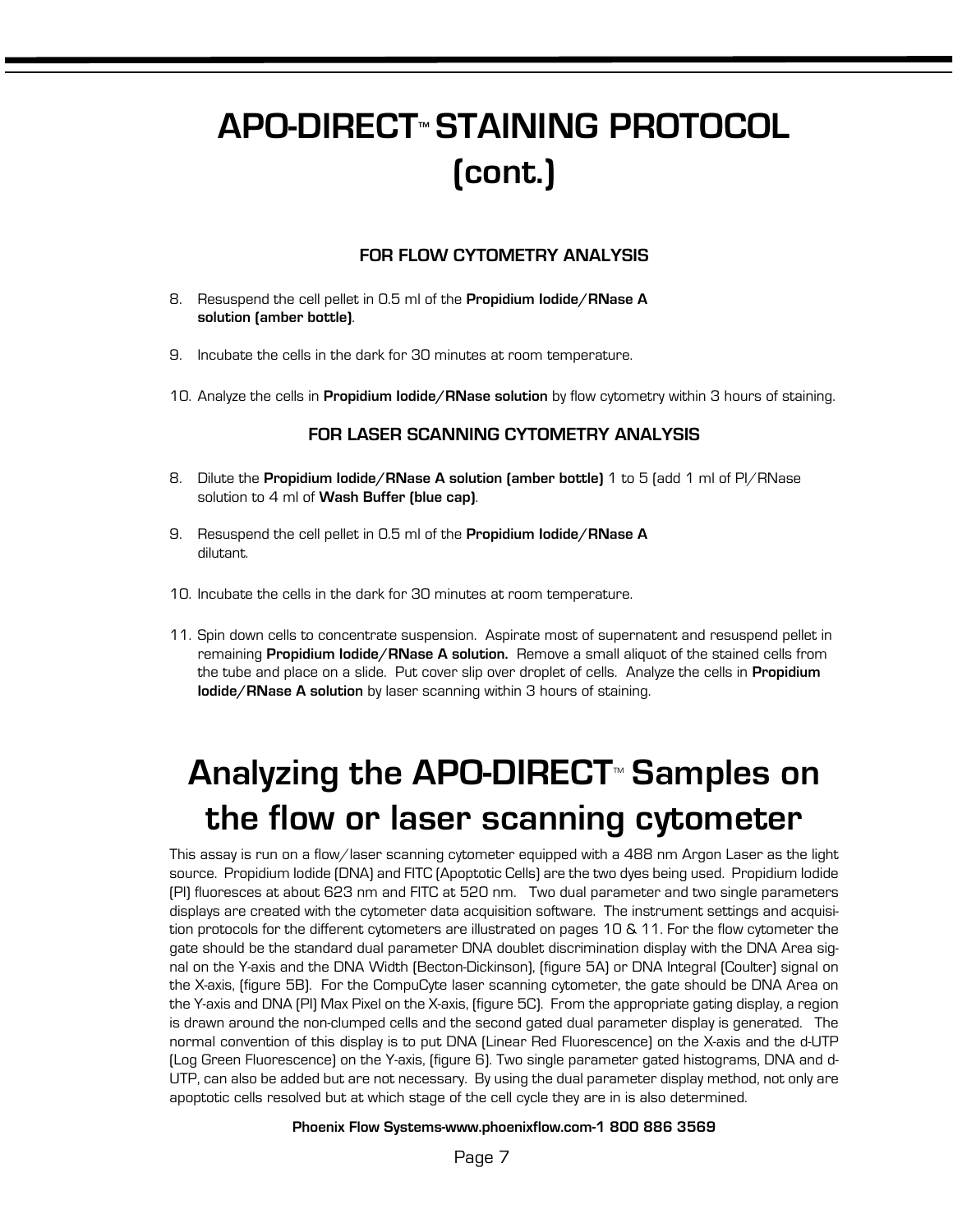# APO-DIRECT™ STAINING PROTOCOL (cont.)

### FOR FLOW CYTOMETRY ANALYSIS

8. Resuspend the cell pellet in 0.5 ml of the **Propidium Iodide/RNase A solution (amber bottle)**.

9. Incubate the cells in the dark for 30 minutes at room temperature.

10. Analyze the cells in **Propidium Iodide/RNase solution** by flow cytometry within 3 hours of staining.

### FOR LASER SCANNING CYTOMETRY ANALYSIS

8. Dilute the **Propidium Iodide/RNase A solution (amber bottle)** 1 to 5 (add 1 ml of PI/RNase solution to 4 ml of **Wash Buffer (blue cap)**.

9. Resuspend the cell pellet in 0.5 ml of the **Propidium Iodide/RNase A** dilutant.

10. Incubate the cells in the dark for 30 minutes at room temperature.

11. Spin down cells to concentrate suspension. Aspirate most of supernatent and resuspend pellet in remaining **Propidium Iodide/RNase A solution.** Remove a small aliquot of the stained cells from the tube and place on a slide. Put cover slip over droplet of cells. Analyze the cells in **Propidium Iodide/RNase A solution** by laser scanning within 3 hours of staining.

# Analyzing the APO-DIRECT™ Samples on the flow or laser scanning cytometer

This assay is run on a flow/laser scanning cytometer equipped with a 488 nm Argon Laser as the light source. Propidium Iodide (DNA) and FITC (Apoptotic Cells) are the two dyes being used. Propidium Iodide (PI) fluoresces at about 623 nm and FITC at 520 nm. Two dual parameter and two single parameters displays are created with the cytometer data acquisition software. The instrument settings and acquisition protocols for the different cytometers are illustrated on pages 10 & 11. For the flow cytometer the gate should be the standard dual parameter DNA doublet discrimination display with the DNA Area signal on the Y-axis and the DNA Width (Becton-Dickinson), (figure 5A) or DNA Integral (Coulter) signal on the X-axis, (figure 5B). For the CompuCyte laser scanning cytometer, the gate should be DNA Area on the Y-axis and DNA (PI) Max Pixel on the X-axis, (figure 5C). From the appropriate gating display, a region is drawn around the non-clumped cells and the second gated dual parameter display is generated. The normal convention of this display is to put DNA (Linear Red Fluorescence) on the X-axis and the d-UTP (Log Green Fluorescence) on the Y-axis, (figure 6). Two single parameter gated histograms, DNA and d-UTP, can also be added but are not necessary. By using the dual parameter display method, not only are apoptotic cells resolved but at which stage of the cell cycle they are in is also determined.

**Phoenix Flow Systems-www.phoenixflow.com-1 800 886 3569**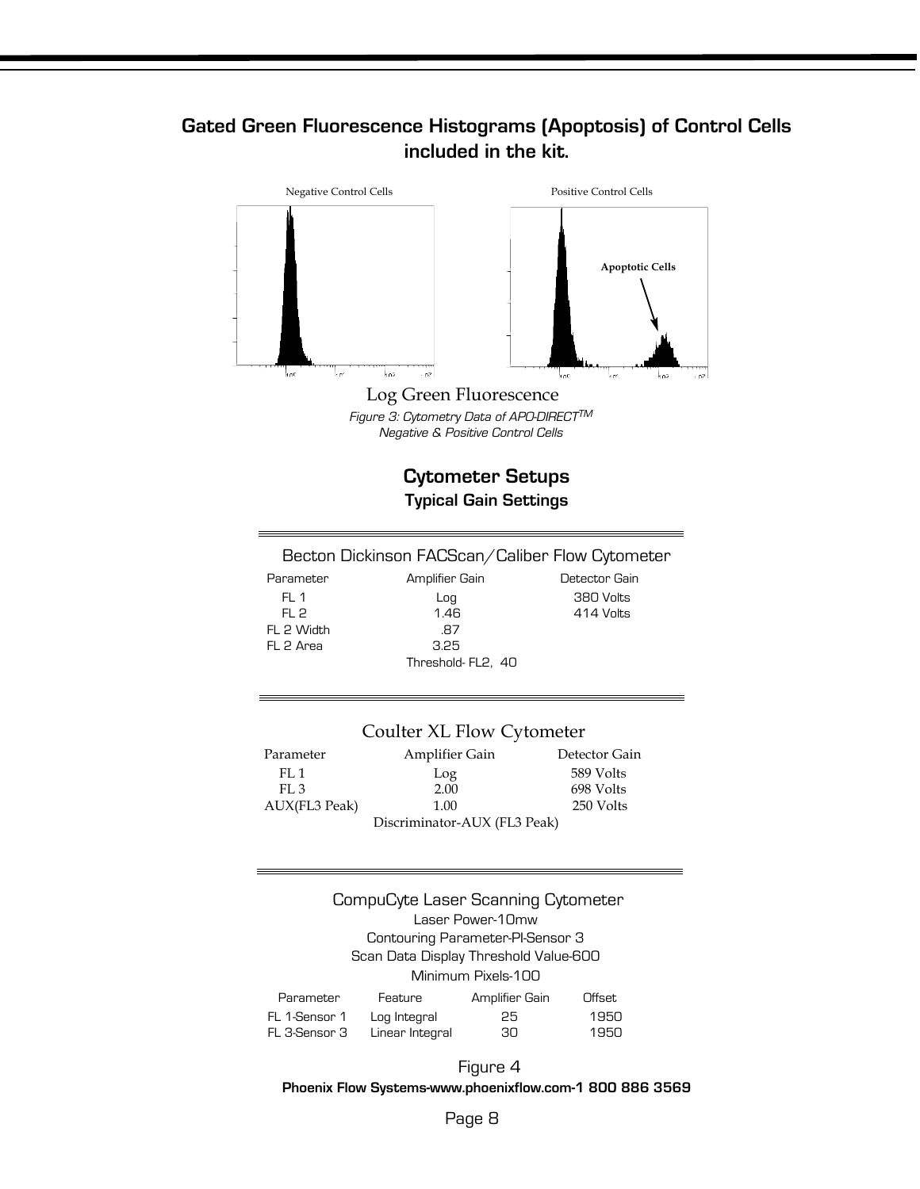## Gated Green Fluorescence Histograms (Apoptosis) of Control Cells included in the kit.

Negative Control Cells

Positive Control Cells

Apoptotic Cells

Log Green Fluorescence

*Figure 3: Cytometry Data of APO-DIRECT™ Negative & Positive Control Cells*

## Cytometer Setups

### Typical Gain Settings

**Becton Dickinson FACScan/Caliber Flow Cytometer**

| Parameter | Amplifier Gain | Detector Gain |
|---|---|---|
| FL 1 | Log | 380 Volts |
| FL 2 | 1.46 | 414 Volts |
| FL 2 Width | .87 | |
| FL 2 Area | 3.25 | |
| | Threshold- FL2, 40 | |

**Coulter XL Flow Cytometer**

| Parameter | Amplifier Gain | Detector Gain |
|---|---|---|
| FL 1 | Log | 589 Volts |
| FL 3 | 2.00 | 698 Volts |
| AUX(FL3 Peak) | 1.00 | 250 Volts |
| | Discriminator-AUX (FL3 Peak) | |

**CompuCyte Laser Scanning Cytometer**

Laser Power-10mw
Contouring Parameter-PI-Sensor 3
Scan Data Display Threshold Value-600
Minimum Pixels-100

| Parameter | Feature | Amplifier Gain | Offset |
|---|---|---|---|
| FL 1-Sensor 1 | Log Integral | 25 | 1950 |
| FL 3-Sensor 3 | Linear Integral | 30 | 1950 |

Figure 4

**Phoenix Flow Systems-www.phoenixflow.com-1 800 886 3569**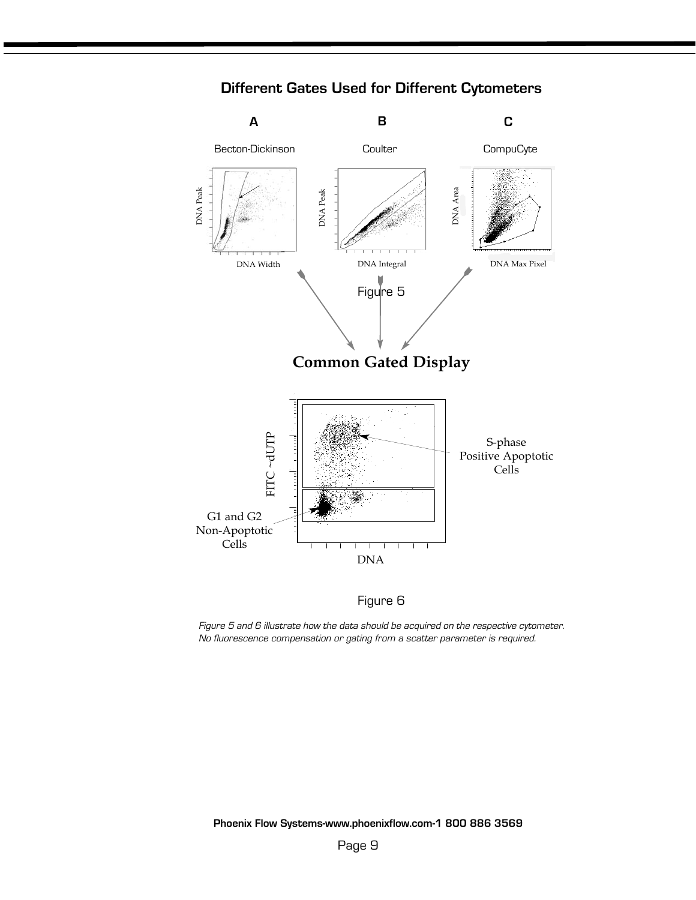## Different Gates Used for Different Cytometers

A

Becton-Dickinson

DNA Peak

DNA Width

B

Coulter

DNA Peak

DNA Integral

C

CompuCyte

DNA Area

DNA Max Pixel

Figure 5

## Common Gated Display

FITC ~dUTP

DNA

S-phase Positive Apoptotic Cells

G1 and G2 Non-Apoptotic Cells

Figure 6

*Figure 5 and 6 illustrate how the data should be acquired on the respective cytometer. No fluorescence compensation or gating from a scatter parameter is required.*

**Phoenix Flow Systems-www.phoenixflow.com-1 800 886 3569**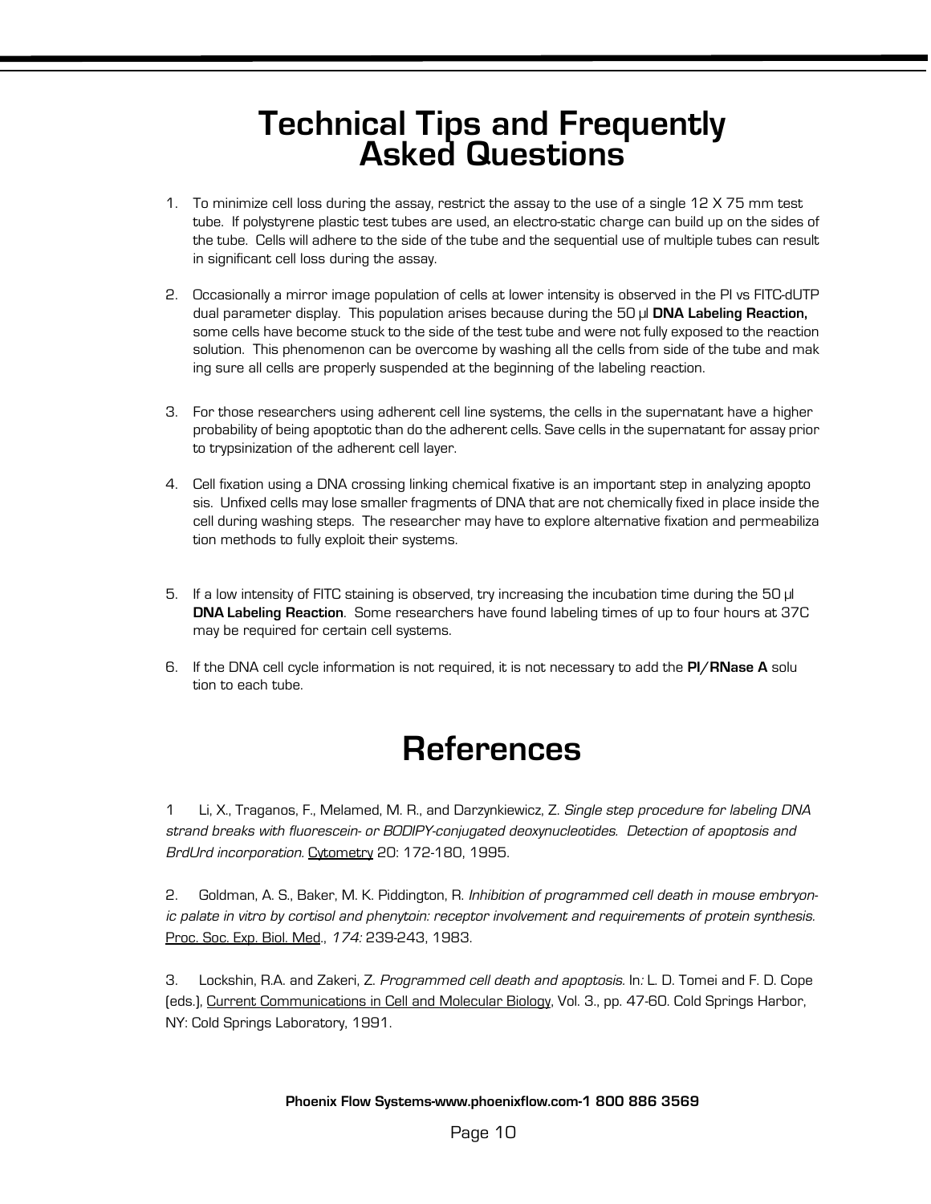# Technical Tips and Frequently Asked Questions

1. To minimize cell loss during the assay, restrict the assay to the use of a single 12 X 75 mm test tube. If polystyrene plastic test tubes are used, an electro-static charge can build up on the sides of the tube. Cells will adhere to the side of the tube and the sequential use of multiple tubes can result in significant cell loss during the assay.

2. Occasionally a mirror image population of cells at lower intensity is observed in the PI vs FITC-dUTP dual parameter display. This population arises because during the 50 µl **DNA Labeling Reaction,** some cells have become stuck to the side of the test tube and were not fully exposed to the reaction solution. This phenomenon can be overcome by washing all the cells from side of the tube and mak ing sure all cells are properly suspended at the beginning of the labeling reaction.

3. For those researchers using adherent cell line systems, the cells in the supernatant have a higher probability of being apoptotic than do the adherent cells. Save cells in the supernatant for assay prior to trypsinization of the adherent cell layer.

4. Cell fixation using a DNA crossing linking chemical fixative is an important step in analyzing apopto sis. Unfixed cells may lose smaller fragments of DNA that are not chemically fixed in place inside the cell during washing steps. The researcher may have to explore alternative fixation and permeabiliza tion methods to fully exploit their systems.

5. If a low intensity of FITC staining is observed, try increasing the incubation time during the 50 µl **DNA Labeling Reaction**. Some researchers have found labeling times of up to four hours at 37C may be required for certain cell systems.

6. If the DNA cell cycle information is not required, it is not necessary to add the **PI/RNase A** solu tion to each tube.

# References

1 Li, X., Traganos, F., Melamed, M. R., and Darzynkiewicz, Z. *Single step procedure for labeling DNA strand breaks with fluorescein- or BODIPY-conjugated deoxynucleotides. Detection of apoptosis and BrdUrd incorporation.* Cytometry 20: 172-180, 1995.

2. Goldman, A. S., Baker, M. K. Piddington, R. *Inhibition of programmed cell death in mouse embryonic palate in vitro by cortisol and phenytoin: receptor involvement and requirements of protein synthesis.* Proc. Soc. Exp. Biol. Med., *174:* 239-243, 1983.

3. Lockshin, R.A. and Zakeri, Z. *Programmed cell death and apoptosis.* In*:* L. D. Tomei and F. D. Cope (eds.), Current Communications in Cell and Molecular Biology, Vol. 3., pp. 47-60. Cold Springs Harbor, NY: Cold Springs Laboratory, 1991.

**Phoenix Flow Systems-www.phoenixflow.com-1 800 886 3569**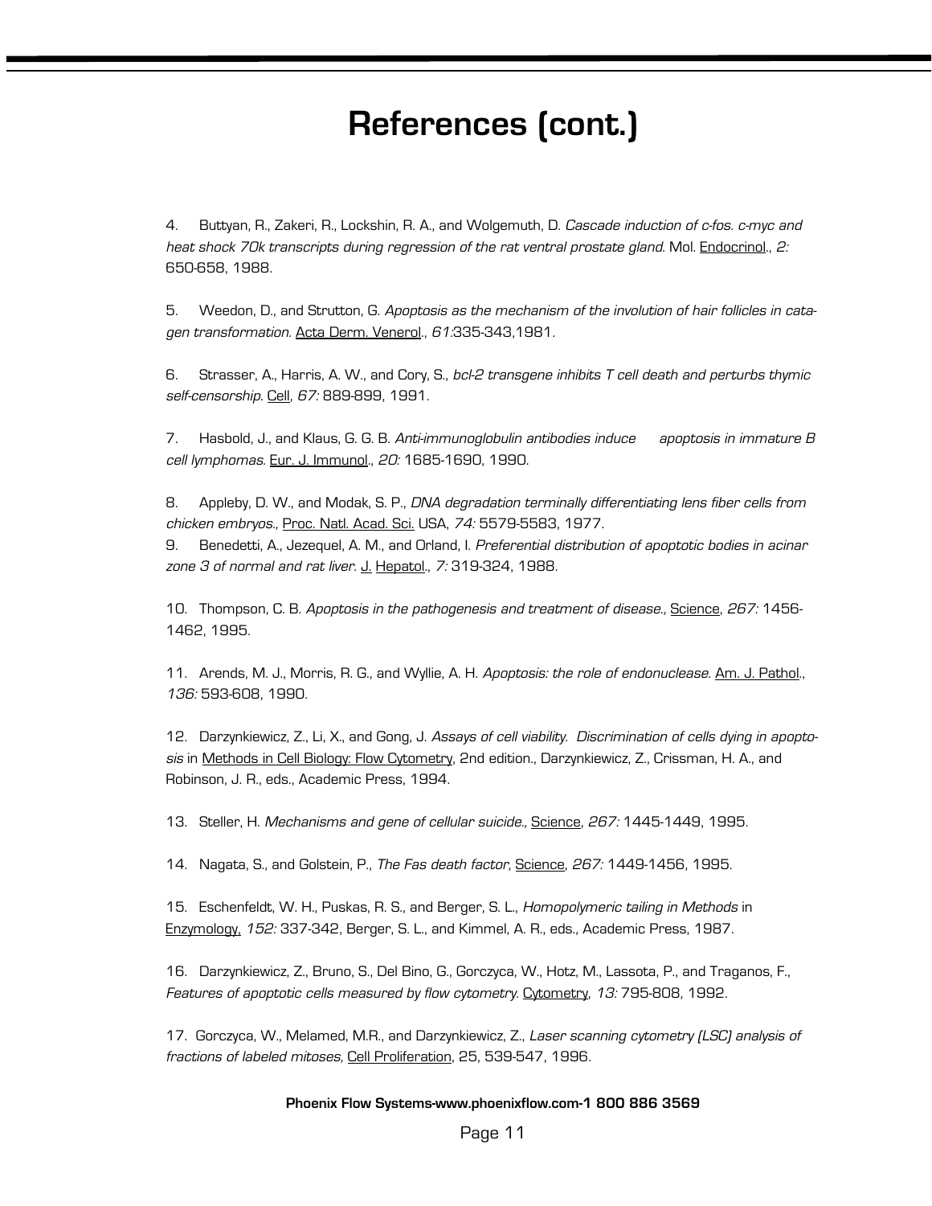# References (cont.)

4. Buttyan, R., Zakeri, R., Lockshin, R. A., and Wolgemuth, D. *Cascade induction of c-fos. c-myc and heat shock 70k transcripts during regression of the rat ventral prostate gland.* Mol. Endocrinol., *2:* 650-658, 1988.

5. Weedon, D., and Strutton, G. *Apoptosis as the mechanism of the involution of hair follicles in catagen transformation.* Acta Derm. Venerol., *61:*335-343,1981.

6. Strasser, A., Harris, A. W., and Cory, S., *bcl-2 transgene inhibits T cell death and perturbs thymic self-censorship.* Cell, *67:* 889-899, 1991.

7. Hasbold, J., and Klaus, G. G. B. *Anti-immunoglobulin antibodies induce apoptosis in immature B cell lymphomas.* Eur. J. Immunol., *20:* 1685-1690, 1990.

8. Appleby, D. W., and Modak, S. P., *DNA degradation terminally differentiating lens fiber cells from chicken embryos.,* Proc. Natl. Acad. Sci. USA, *74:* 5579-5583, 1977.

9. Benedetti, A., Jezequel, A. M., and Orland, I. *Preferential distribution of apoptotic bodies in acinar zone 3 of normal and rat liver.* J. Hepatol., *7:* 319-324, 1988.

10. Thompson, C. B. *Apoptosis in the pathogenesis and treatment of disease.,* Science, *267:* 1456-1462, 1995.

11. Arends, M. J., Morris, R. G., and Wyllie, A. H. *Apoptosis: the role of endonuclease.* Am. J. Pathol., *136:* 593-608, 1990.

12. Darzynkiewicz, Z., Li, X., and Gong, J. *Assays of cell viability. Discrimination of cells dying in apoptosis* in Methods in Cell Biology: Flow Cytometry, 2nd edition., Darzynkiewicz, Z., Crissman, H. A., and Robinson, J. R., eds., Academic Press, 1994.

13. Steller, H. *Mechanisms and gene of cellular suicide.,* Science, *267:* 1445-1449, 1995.

14. Nagata, S., and Golstein, P., *The Fas death factor,* Science, *267:* 1449-1456, 1995.

15. Eschenfeldt, W. H., Puskas, R. S., and Berger, S. L., *Homopolymeric tailing in Methods* in Enzymology, *152:* 337-342, Berger, S. L., and Kimmel, A. R., eds., Academic Press, 1987.

16. Darzynkiewicz, Z., Bruno, S., Del Bino, G., Gorczyca, W., Hotz, M., Lassota, P., and Traganos, F., *Features of apoptotic cells measured by flow cytometry.* Cytometry, *13:* 795-808, 1992.

17. Gorczyca, W., Melamed, M.R., and Darzynkiewicz, Z., *Laser scanning cytometry (LSC) analysis of fractions of labeled mitoses,* Cell Proliferation, 25, 539-547, 1996.

**Phoenix Flow Systems-www.phoenixflow.com-1 800 886 3569**